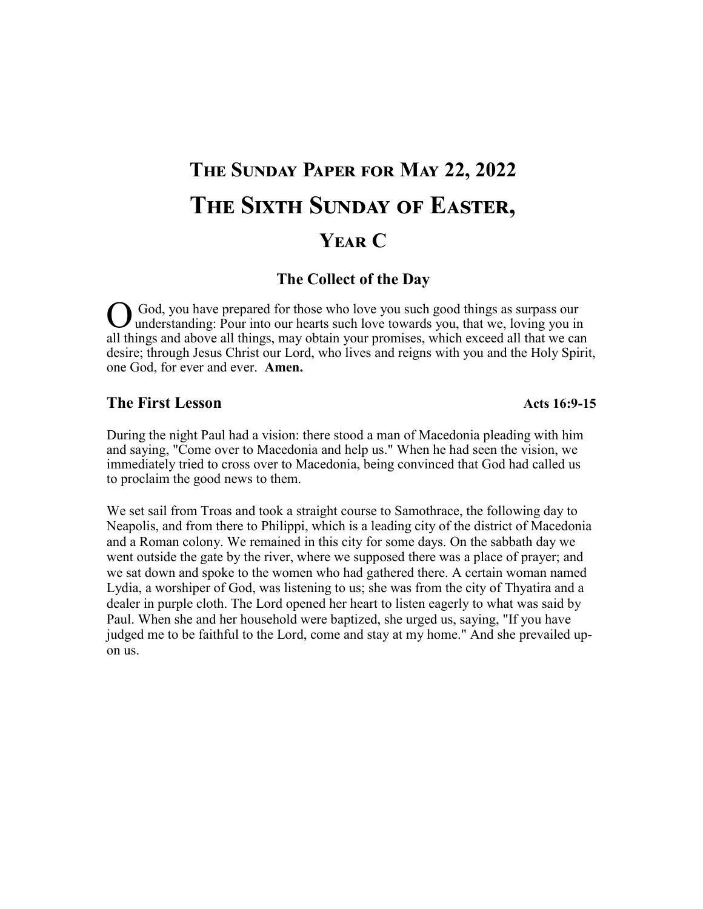# The Sunday Paper for May 22, 2022

# The Sixth Sunday of Easter,

# Year C

### The Collect of the Day

O God, you have prepared for those who love you such good things as surpass our understanding: Pour into our hearts such love towards you, that we, loving you in all things and above all things, may obtain your promises, which exceed all that we can desire; through Jesus Christ our Lord, who lives and reigns with you and the Holy Spirit, one God, for ever and ever. **Amen.**

## The First Lesson — Acts 16:9-15

During the night Paul had a vision: there stood a man of Macedonia pleading with him and saying, "Come over to Macedonia and help us." When he had seen the vision, we immediately tried to cross over to Macedonia, being convinced that God had called us to proclaim the good news to them.

We set sail from Troas and took a straight course to Samothrace, the following day to Neapolis, and from there to Philippi, which is a leading city of the district of Macedonia and a Roman colony. We remained in this city for some days. On the sabbath day we went outside the gate by the river, where we supposed there was a place of prayer; and we sat down and spoke to the women who had gathered there. A certain woman named Lydia, a worshiper of God, was listening to us; she was from the city of Thyatira and a dealer in purple cloth. The Lord opened her heart to listen eagerly to what was said by Paul. When she and her household were baptized, she urged us, saying, "If you have judged me to be faithful to the Lord, come and stay at my home." And she prevailed upon us.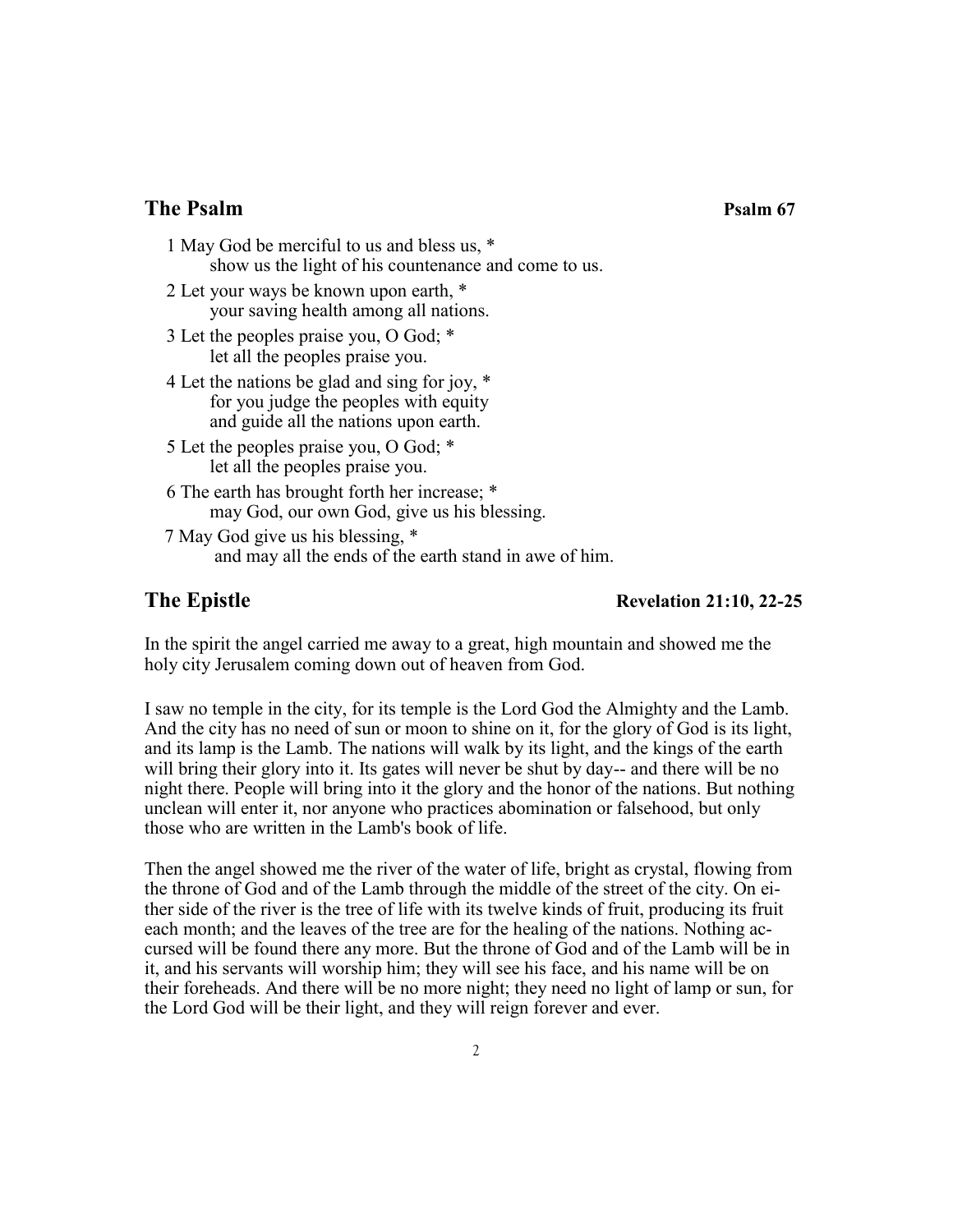## The Psalm **Psalm 67**

1 May God be merciful to us and bless us, *
  show us the light of his countenance and come to us.

2 Let your ways be known upon earth, *
  your saving health among all nations.

3 Let the peoples praise you, O God; *
  let all the peoples praise you.

4 Let the nations be glad and sing for joy, *
  for you judge the peoples with equity
  and guide all the nations upon earth.

5 Let the peoples praise you, O God; *
  let all the peoples praise you.

6 The earth has brought forth her increase; *
  may God, our own God, give us his blessing.

7 May God give us his blessing, *
  and may all the ends of the earth stand in awe of him.

## The Epistle **Revelation 21:10, 22-25**

In the spirit the angel carried me away to a great, high mountain and showed me the holy city Jerusalem coming down out of heaven from God.

I saw no temple in the city, for its temple is the Lord God the Almighty and the Lamb. And the city has no need of sun or moon to shine on it, for the glory of God is its light, and its lamp is the Lamb. The nations will walk by its light, and the kings of the earth will bring their glory into it. Its gates will never be shut by day-- and there will be no night there. People will bring into it the glory and the honor of the nations. But nothing unclean will enter it, nor anyone who practices abomination or falsehood, but only those who are written in the Lamb's book of life.

Then the angel showed me the river of the water of life, bright as crystal, flowing from the throne of God and of the Lamb through the middle of the street of the city. On either side of the river is the tree of life with its twelve kinds of fruit, producing its fruit each month; and the leaves of the tree are for the healing of the nations. Nothing accursed will be found there any more. But the throne of God and of the Lamb will be in it, and his servants will worship him; they will see his face, and his name will be on their foreheads. And there will be no more night; they need no light of lamp or sun, for the Lord God will be their light, and they will reign forever and ever.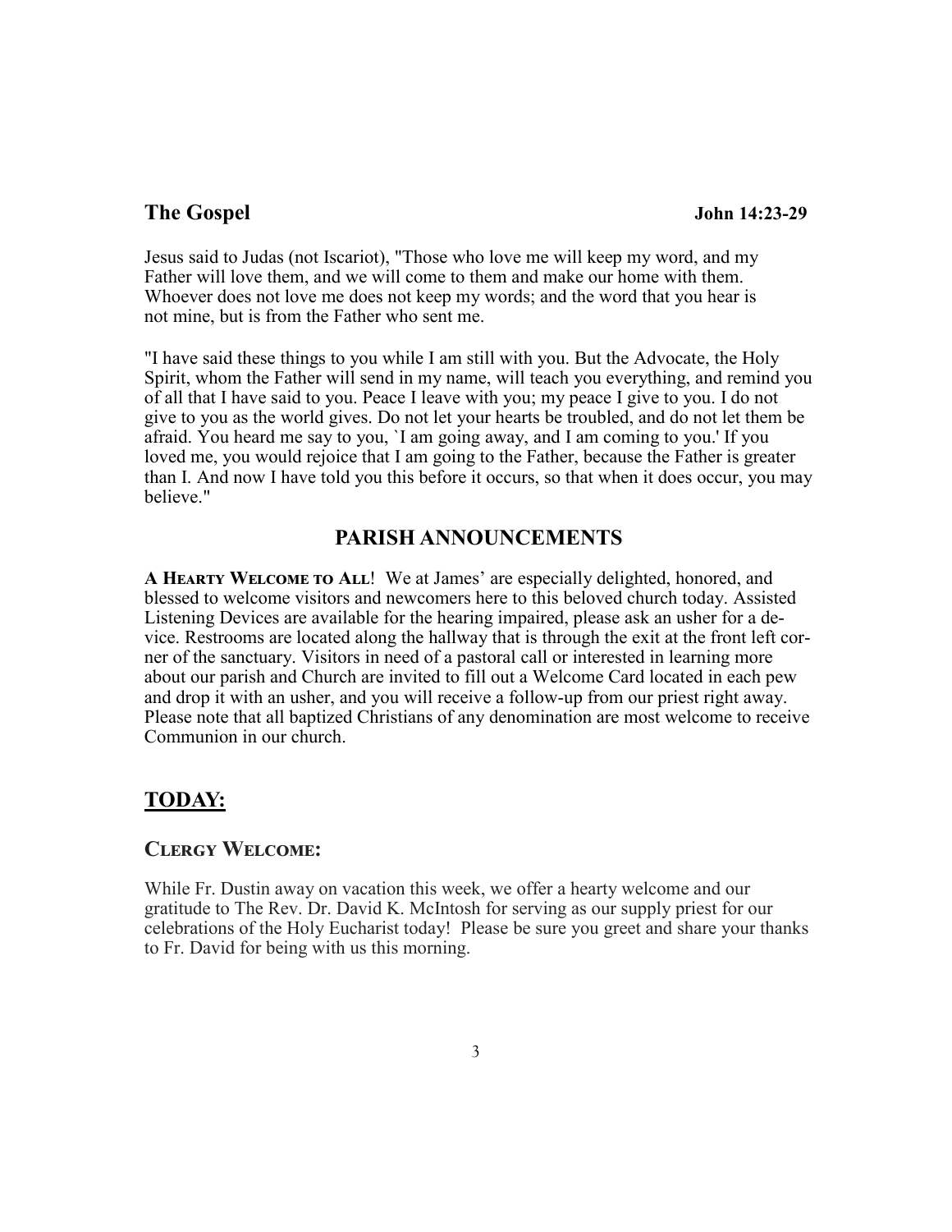## The Gospel John 14:23-29

Jesus said to Judas (not Iscariot), "Those who love me will keep my word, and my Father will love them, and we will come to them and make our home with them. Whoever does not love me does not keep my words; and the word that you hear is not mine, but is from the Father who sent me.

"I have said these things to you while I am still with you. But the Advocate, the Holy Spirit, whom the Father will send in my name, will teach you everything, and remind you of all that I have said to you. Peace I leave with you; my peace I give to you. I do not give to you as the world gives. Do not let your hearts be troubled, and do not let them be afraid. You heard me say to you, `I am going away, and I am coming to you.' If you loved me, you would rejoice that I am going to the Father, because the Father is greater than I. And now I have told you this before it occurs, so that when it does occur, you may believe."

# PARISH ANNOUNCEMENTS

**A Hearty Welcome to All**! We at James' are especially delighted, honored, and blessed to welcome visitors and newcomers here to this beloved church today. Assisted Listening Devices are available for the hearing impaired, please ask an usher for a device. Restrooms are located along the hallway that is through the exit at the front left corner of the sanctuary. Visitors in need of a pastoral call or interested in learning more about our parish and Church are invited to fill out a Welcome Card located in each pew and drop it with an usher, and you will receive a follow-up from our priest right away. Please note that all baptized Christians of any denomination are most welcome to receive Communion in our church.

## TODAY:

### Clergy Welcome:

While Fr. Dustin away on vacation this week, we offer a hearty welcome and our gratitude to The Rev. Dr. David K. McIntosh for serving as our supply priest for our celebrations of the Holy Eucharist today! Please be sure you greet and share your thanks to Fr. David for being with us this morning.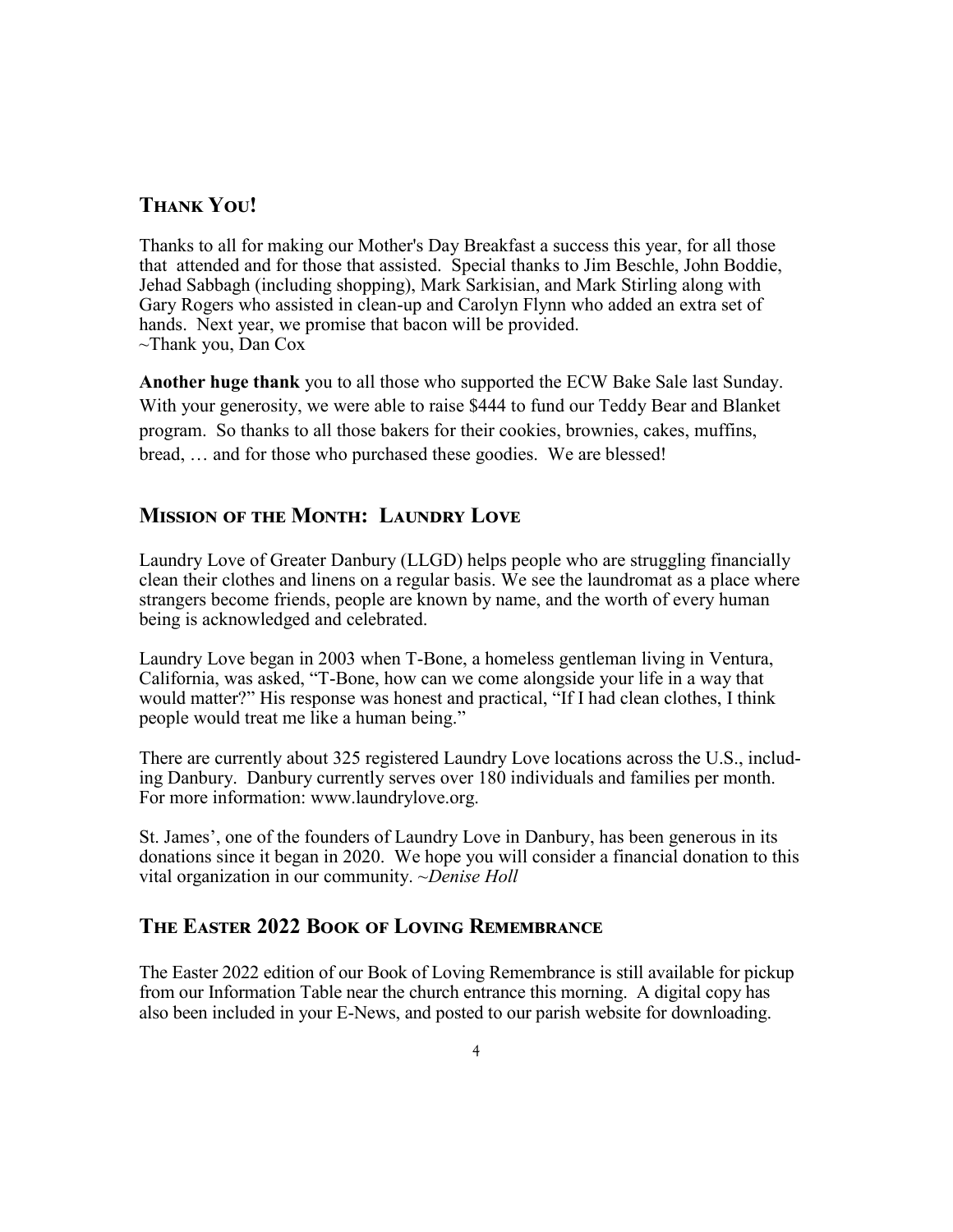## Thank You!

Thanks to all for making our Mother's Day Breakfast a success this year, for all those that attended and for those that assisted. Special thanks to Jim Beschle, John Boddie, Jehad Sabbagh (including shopping), Mark Sarkisian, and Mark Stirling along with Gary Rogers who assisted in clean-up and Carolyn Flynn who added an extra set of hands. Next year, we promise that bacon will be provided.
~Thank you, Dan Cox

**Another huge thank** you to all those who supported the ECW Bake Sale last Sunday. With your generosity, we were able to raise $444 to fund our Teddy Bear and Blanket program. So thanks to all those bakers for their cookies, brownies, cakes, muffins, bread, … and for those who purchased these goodies. We are blessed!

## Mission of the Month: Laundry Love

Laundry Love of Greater Danbury (LLGD) helps people who are struggling financially clean their clothes and linens on a regular basis. We see the laundromat as a place where strangers become friends, people are known by name, and the worth of every human being is acknowledged and celebrated.

Laundry Love began in 2003 when T-Bone, a homeless gentleman living in Ventura, California, was asked, "T-Bone, how can we come alongside your life in a way that would matter?" His response was honest and practical, "If I had clean clothes, I think people would treat me like a human being."

There are currently about 325 registered Laundry Love locations across the U.S., including Danbury. Danbury currently serves over 180 individuals and families per month. For more information: www.laundrylove.org.

St. James', one of the founders of Laundry Love in Danbury, has been generous in its donations since it began in 2020. We hope you will consider a financial donation to this vital organization in our community. *~Denise Holl*

## The Easter 2022 Book of Loving Remembrance

The Easter 2022 edition of our Book of Loving Remembrance is still available for pickup from our Information Table near the church entrance this morning. A digital copy has also been included in your E-News, and posted to our parish website for downloading.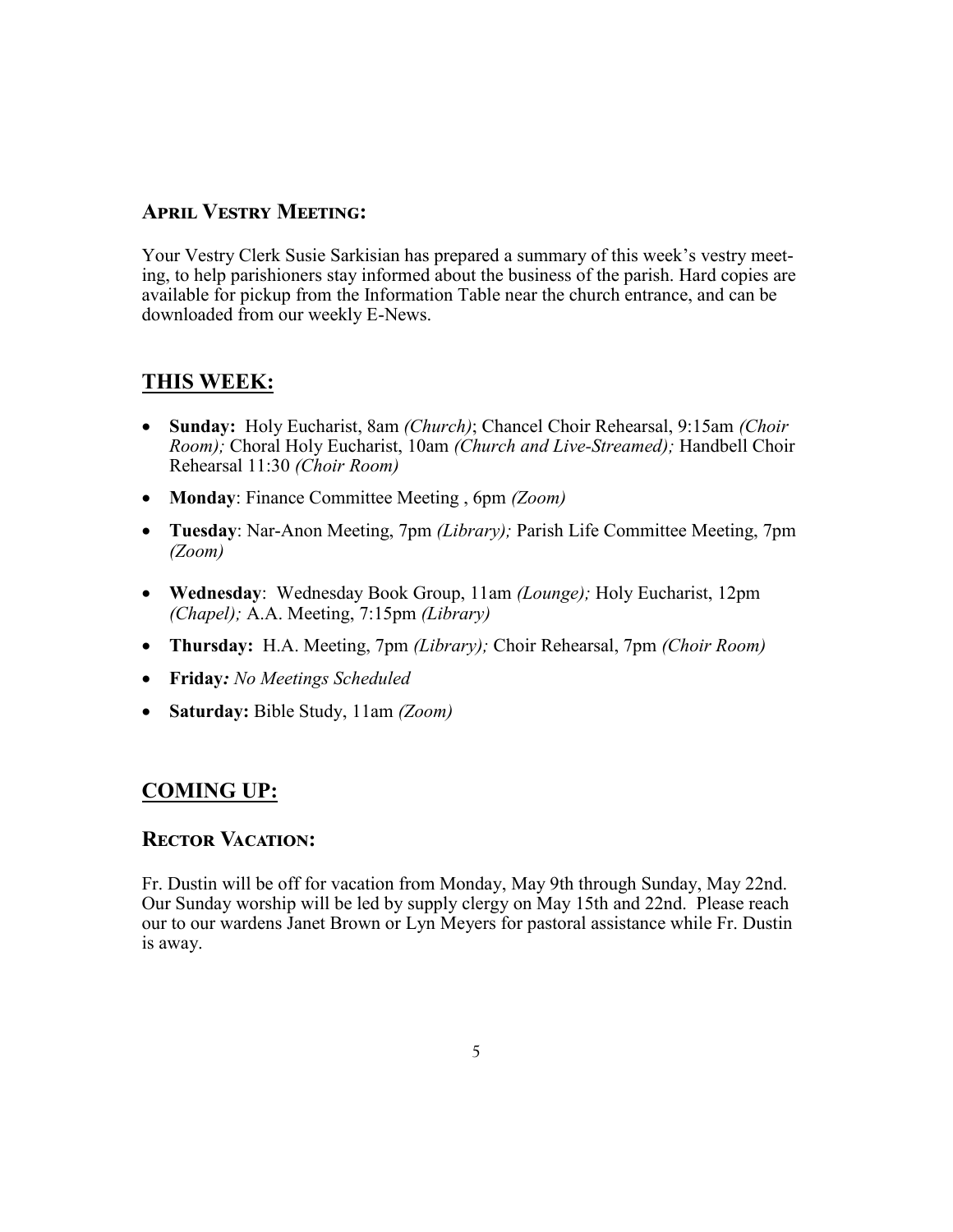### April Vestry Meeting:

Your Vestry Clerk Susie Sarkisian has prepared a summary of this week's vestry meeting, to help parishioners stay informed about the business of the parish. Hard copies are available for pickup from the Information Table near the church entrance, and can be downloaded from our weekly E-News.

## THIS WEEK:

- **Sunday:** Holy Eucharist, 8am *(Church)*; Chancel Choir Rehearsal, 9:15am *(Choir Room);* Choral Holy Eucharist, 10am *(Church and Live-Streamed);* Handbell Choir Rehearsal 11:30 *(Choir Room)*
- **Monday**: Finance Committee Meeting , 6pm *(Zoom)*
- **Tuesday**: Nar-Anon Meeting, 7pm *(Library);* Parish Life Committee Meeting, 7pm *(Zoom)*
- **Wednesday**: Wednesday Book Group, 11am *(Lounge);* Holy Eucharist, 12pm *(Chapel);* A.A. Meeting, 7:15pm *(Library)*
- **Thursday:** H.A. Meeting, 7pm *(Library);* Choir Rehearsal, 7pm *(Choir Room)*
- **Friday***: No Meetings Scheduled*
- **Saturday:** Bible Study, 11am *(Zoom)*

## COMING UP:

### Rector Vacation:

Fr. Dustin will be off for vacation from Monday, May 9th through Sunday, May 22nd. Our Sunday worship will be led by supply clergy on May 15th and 22nd. Please reach our to our wardens Janet Brown or Lyn Meyers for pastoral assistance while Fr. Dustin is away.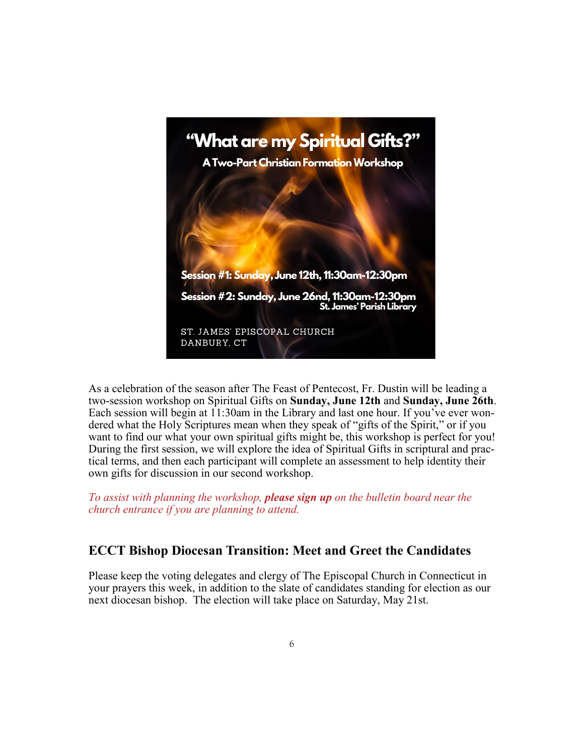# "What are my Spiritual Gifts?"

**A Two-Part Christian Formation Workshop**

**Session #1: Sunday, June 12th, 11:30am-12:30pm**

**Session #2: Sunday, June 26nd, 11:30am-12:30pm**
**St. James' Parish Library**

ST. JAMES' EPISCOPAL CHURCH
DANBURY, CT

As a celebration of the season after The Feast of Pentecost, Fr. Dustin will be leading a two-session workshop on Spiritual Gifts on **Sunday, June 12th** and **Sunday, June 26th**. Each session will begin at 11:30am in the Library and last one hour. If you've ever wondered what the Holy Scriptures mean when they speak of "gifts of the Spirit," or if you want to find our what your own spiritual gifts might be, this workshop is perfect for you! During the first session, we will explore the idea of Spiritual Gifts in scriptural and practical terms, and then each participant will complete an assessment to help identity their own gifts for discussion in our second workshop.

*To assist with planning the workshop,* ***please sign up*** *on the bulletin board near the church entrance if you are planning to attend.*

## ECCT Bishop Diocesan Transition: Meet and Greet the Candidates

Please keep the voting delegates and clergy of The Episcopal Church in Connecticut in your prayers this week, in addition to the slate of candidates standing for election as our next diocesan bishop. The election will take place on Saturday, May 21st.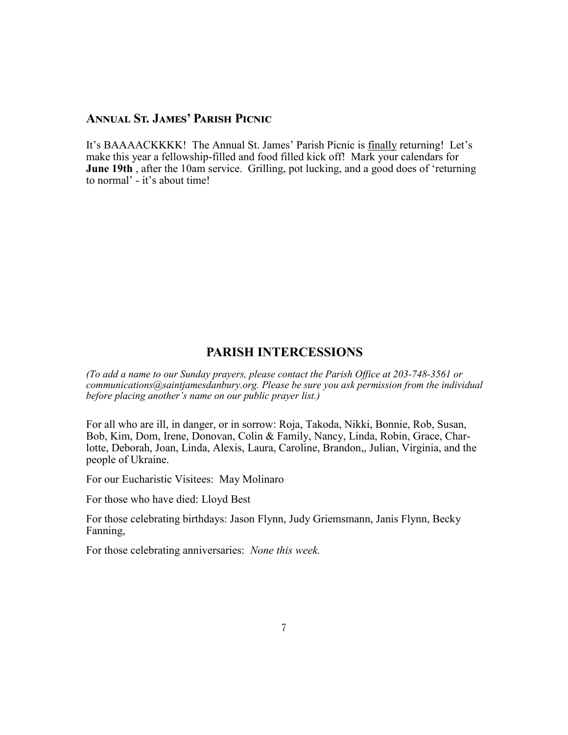## Annual St. James' Parish Picnic

It's BAAAACKKKK! The Annual St. James' Parish Picnic is finally returning! Let's make this year a fellowship-filled and food filled kick off! Mark your calendars for **June 19th** , after the 10am service. Grilling, pot lucking, and a good does of 'returning to normal' - it's about time!

## PARISH INTERCESSIONS

*(To add a name to our Sunday prayers, please contact the Parish Office at 203-748-3561 or communications@saintjamesdanbury.org. Please be sure you ask permission from the individual before placing another's name on our public prayer list.)*

For all who are ill, in danger, or in sorrow: Roja, Takoda, Nikki, Bonnie, Rob, Susan, Bob, Kim, Dom, Irene, Donovan, Colin & Family, Nancy, Linda, Robin, Grace, Charlotte, Deborah, Joan, Linda, Alexis, Laura, Caroline, Brandon,, Julian, Virginia, and the people of Ukraine.

For our Eucharistic Visitees: May Molinaro

For those who have died: Lloyd Best

For those celebrating birthdays: Jason Flynn, Judy Griemsmann, Janis Flynn, Becky Fanning,

For those celebrating anniversaries: *None this week.*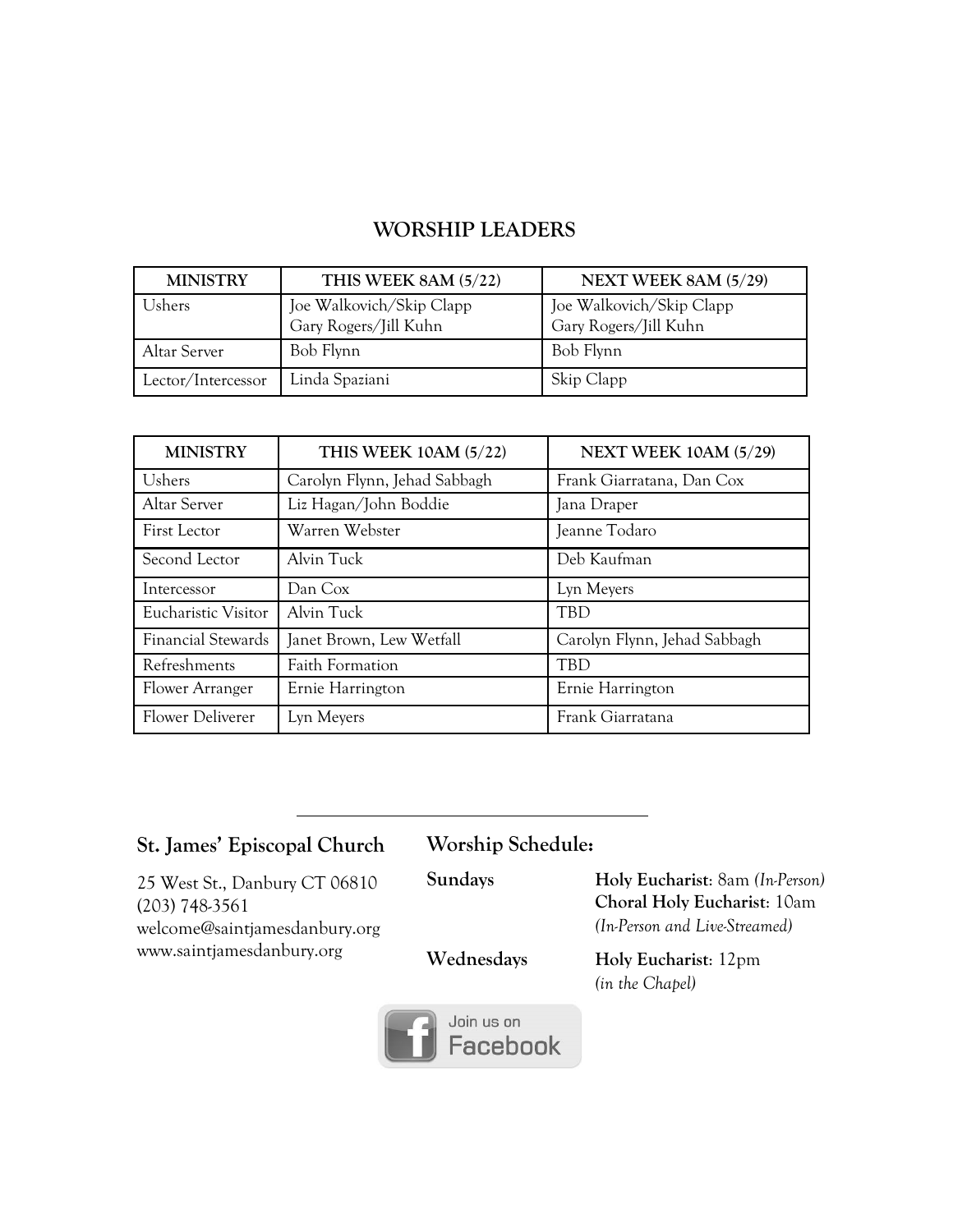## WORSHIP LEADERS

| MINISTRY | THIS WEEK 8AM (5/22) | NEXT WEEK 8AM (5/29) |
|---|---|---|
| Ushers | Joe Walkovich/Skip Clapp<br>Gary Rogers/Jill Kuhn | Joe Walkovich/Skip Clapp<br>Gary Rogers/Jill Kuhn |
| Altar Server | Bob Flynn | Bob Flynn |
| Lector/Intercessor | Linda Spaziani | Skip Clapp |

| MINISTRY | THIS WEEK 10AM (5/22) | NEXT WEEK 10AM (5/29) |
|---|---|---|
| Ushers | Carolyn Flynn, Jehad Sabbagh | Frank Giarratana, Dan Cox |
| Altar Server | Liz Hagan/John Boddie | Jana Draper |
| First Lector | Warren Webster | Jeanne Todaro |
| Second Lector | Alvin Tuck | Deb Kaufman |
| Intercessor | Dan Cox | Lyn Meyers |
| Eucharistic Visitor | Alvin Tuck | TBD |
| Financial Stewards | Janet Brown, Lew Wetfall | Carolyn Flynn, Jehad Sabbagh |
| Refreshments | Faith Formation | TBD |
| Flower Arranger | Ernie Harrington | Ernie Harrington |
| Flower Deliverer | Lyn Meyers | Frank Giarratana |

---

**St. James' Episcopal Church**

25 West St., Danbury CT 06810
(203) 748-3561
welcome@saintjamesdanbury.org
www.saintjamesdanbury.org

**Worship Schedule:**

**Sundays**
**Holy Eucharist**: 8am *(In-Person)*
**Choral Holy Eucharist**: 10am
*(In-Person and Live-Streamed)*

**Wednesdays**
**Holy Eucharist**: 12pm
*(in the Chapel)*

Join us on Facebook